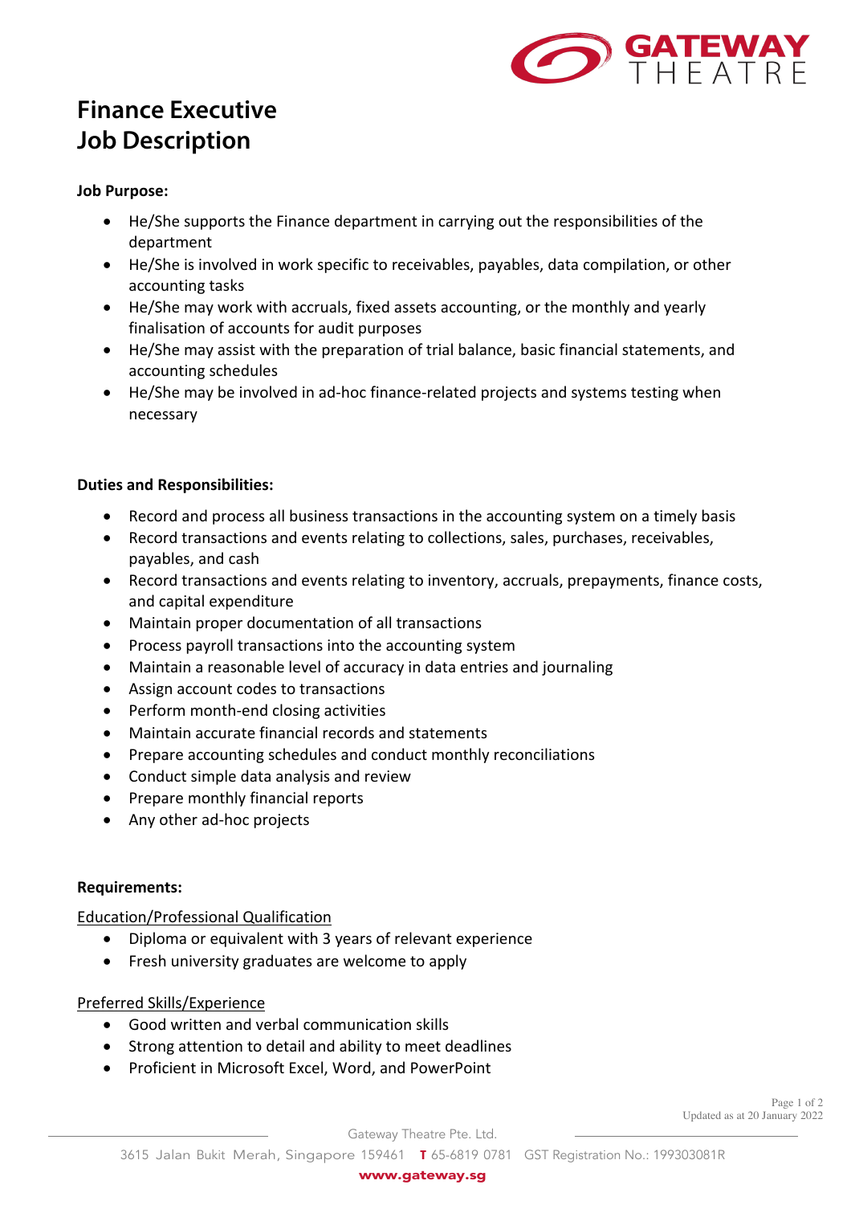# Finance Executive
# Job Description

**Job Purpose:**

- He/She supports the Finance department in carrying out the responsibilities of the department
- He/She is involved in work specific to receivables, payables, data compilation, or other accounting tasks
- He/She may work with accruals, fixed assets accounting, or the monthly and yearly finalisation of accounts for audit purposes
- He/She may assist with the preparation of trial balance, basic financial statements, and accounting schedules
- He/She may be involved in ad-hoc finance-related projects and systems testing when necessary

**Duties and Responsibilities:**

- Record and process all business transactions in the accounting system on a timely basis
- Record transactions and events relating to collections, sales, purchases, receivables, payables, and cash
- Record transactions and events relating to inventory, accruals, prepayments, finance costs, and capital expenditure
- Maintain proper documentation of all transactions
- Process payroll transactions into the accounting system
- Maintain a reasonable level of accuracy in data entries and journaling
- Assign account codes to transactions
- Perform month-end closing activities
- Maintain accurate financial records and statements
- Prepare accounting schedules and conduct monthly reconciliations
- Conduct simple data analysis and review
- Prepare monthly financial reports
- Any other ad-hoc projects

**Requirements:**

Education/Professional Qualification

- Diploma or equivalent with 3 years of relevant experience
- Fresh university graduates are welcome to apply

Preferred Skills/Experience

- Good written and verbal communication skills
- Strong attention to detail and ability to meet deadlines
- Proficient in Microsoft Excel, Word, and PowerPoint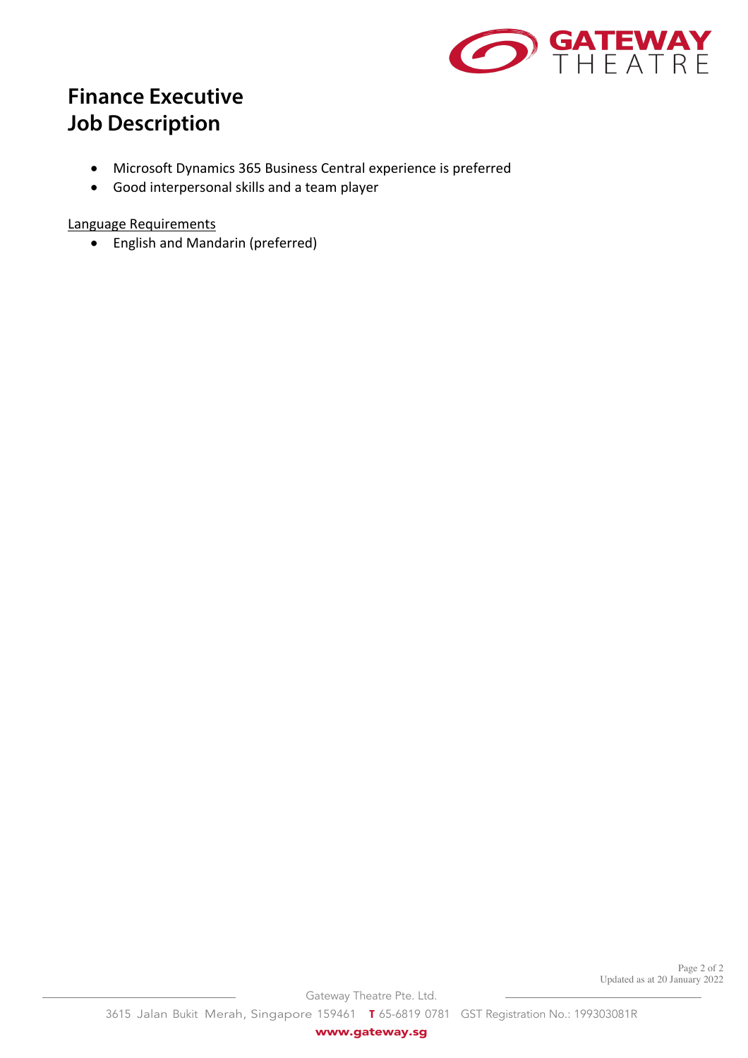# Finance Executive
# Job Description

- Microsoft Dynamics 365 Business Central experience is preferred
- Good interpersonal skills and a team player

Language Requirements

- English and Mandarin (preferred)